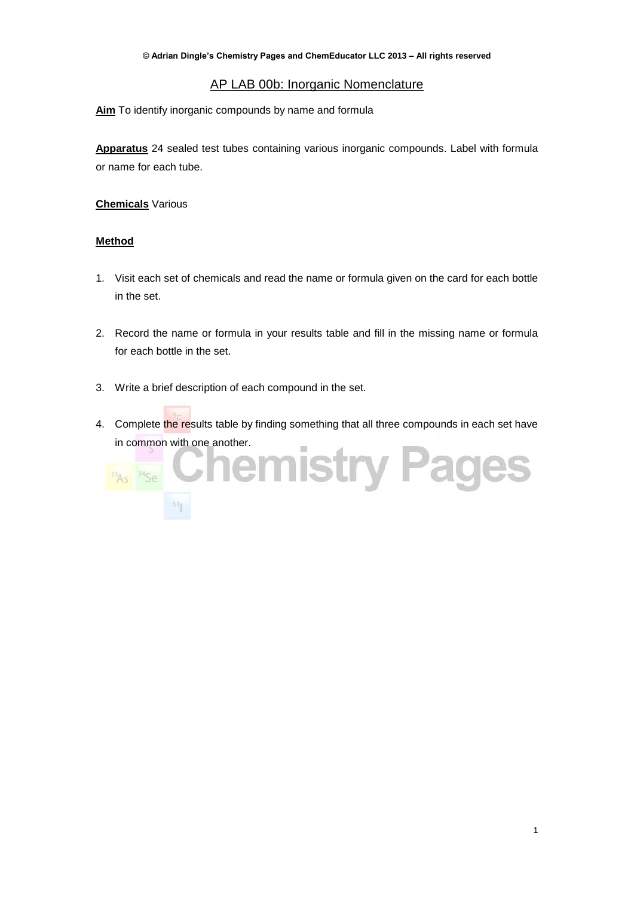# AP LAB 00b: Inorganic Nomenclature

**Aim** To identify inorganic compounds by name and formula

**Apparatus** 24 sealed test tubes containing various inorganic compounds. Label with formula or name for each tube.

**Chemicals** Various

**Method**

1. Visit each set of chemicals and read the name or formula given on the card for each bottle in the set.

2. Record the name or formula in your results table and fill in the missing name or formula for each bottle in the set.

3. Write a brief description of each compound in the set.

4. Complete the results table by finding something that all three compounds in each set have in common with one another.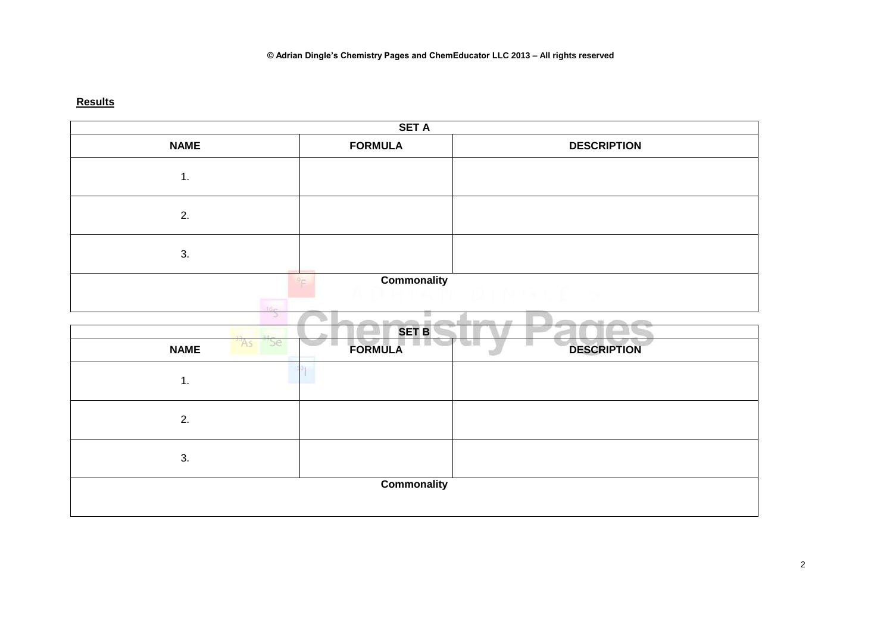**Results**

| SET A | | |
|---|---|---|
| **NAME** | **FORMULA** | **DESCRIPTION** |
| 1. | | |
| 2. | | |
| 3. | | |
| **Commonality** | | |

| SET B | | |
|---|---|---|
| **NAME** | **FORMULA** | **DESCRIPTION** |
| 1. | | |
| 2. | | |
| 3. | | |
| **Commonality** | | |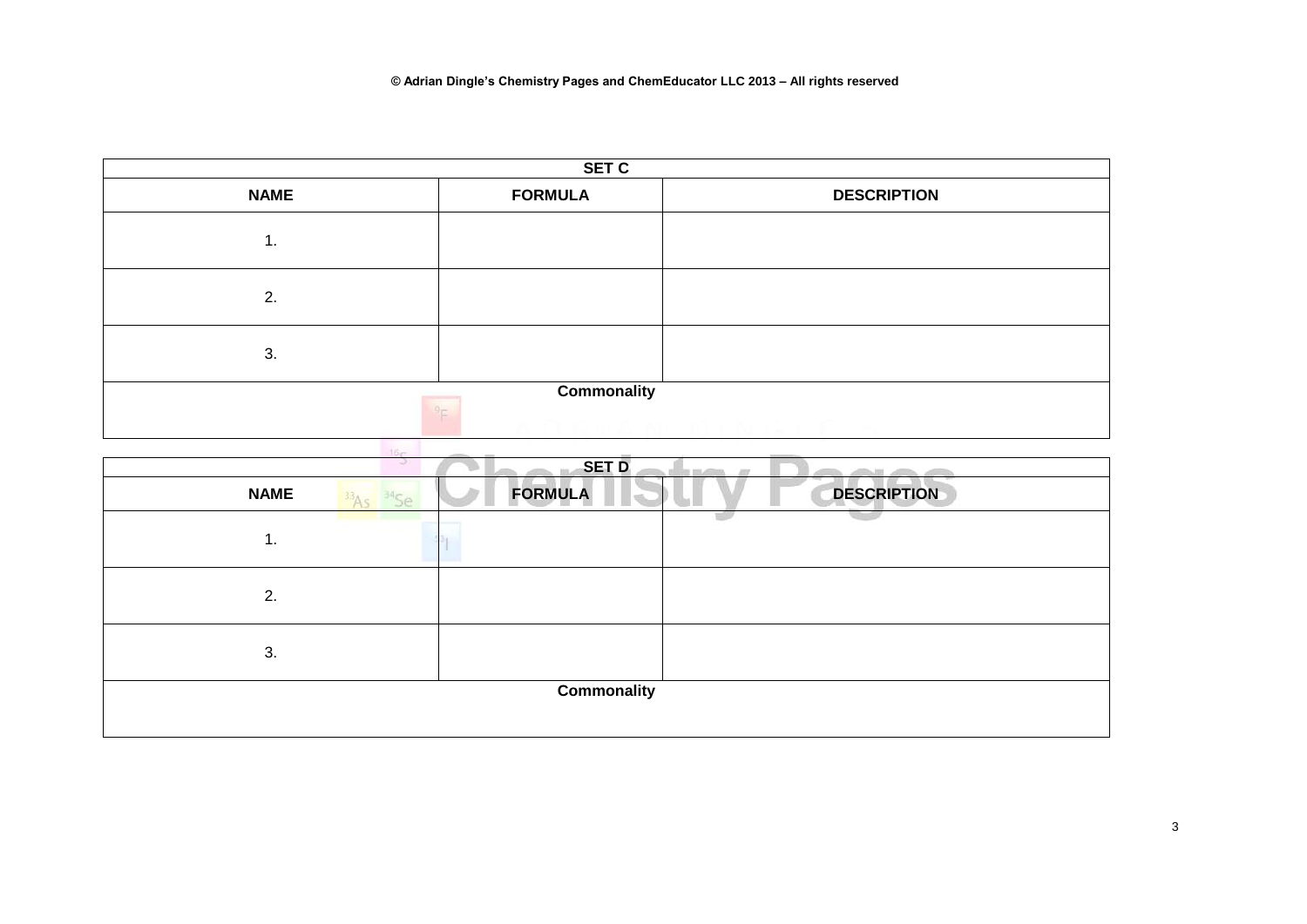| SET C | | |
|---|---|---|
| **NAME** | **FORMULA** | **DESCRIPTION** |
| 1. | | |
| 2. | | |
| 3. | | |
| **Commonality** | | |

| SET D | | |
|---|---|---|
| **NAME** | **FORMULA** | **DESCRIPTION** |
| 1. | | |
| 2. | | |
| 3. | | |
| **Commonality** | | |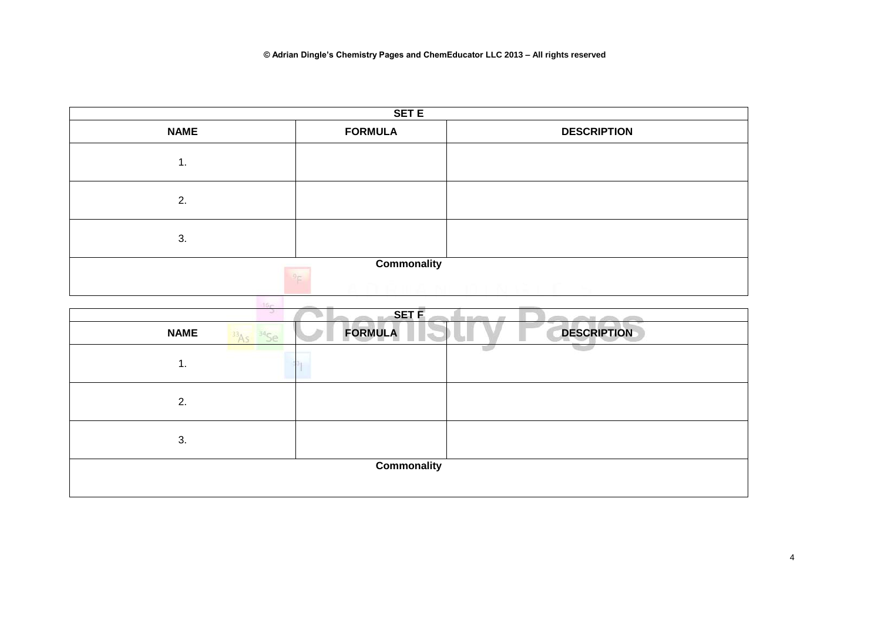| SET E | | |
|---|---|---|
| **NAME** | **FORMULA** | **DESCRIPTION** |
| 1. | | |
| 2. | | |
| 3. | | |
| **Commonality** | | |

| SET F | | |
|---|---|---|
| **NAME** | **FORMULA** | **DESCRIPTION** |
| 1. | | |
| 2. | | |
| 3. | | |
| **Commonality** | | |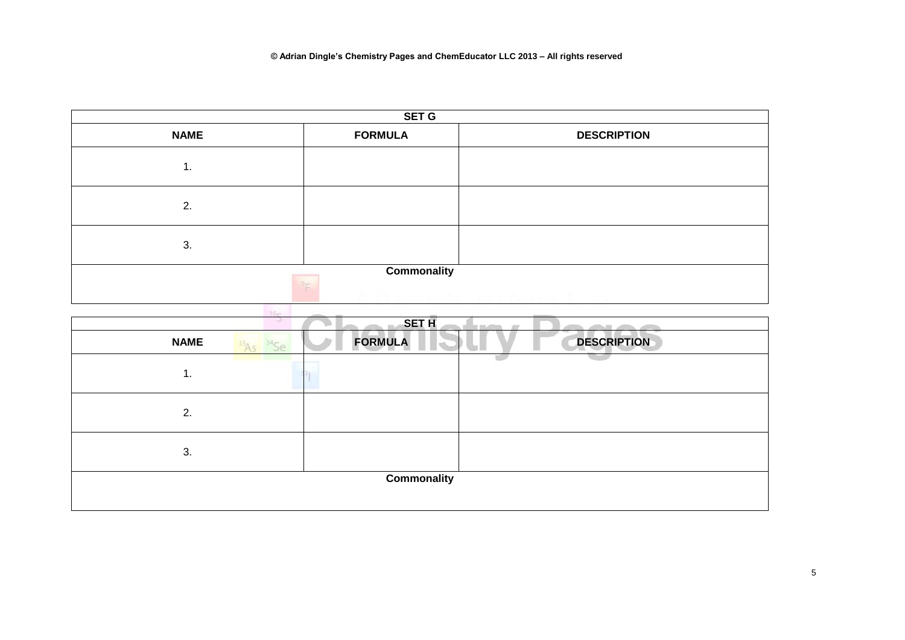| SET G | | |
|---|---|---|
| **NAME** | **FORMULA** | **DESCRIPTION** |
| 1. | | |
| 2. | | |
| 3. | | |
| **Commonality** | | |

| SET H | | |
|---|---|---|
| **NAME** | **FORMULA** | **DESCRIPTION** |
| 1. | | |
| 2. | | |
| 3. | | |
| **Commonality** | | |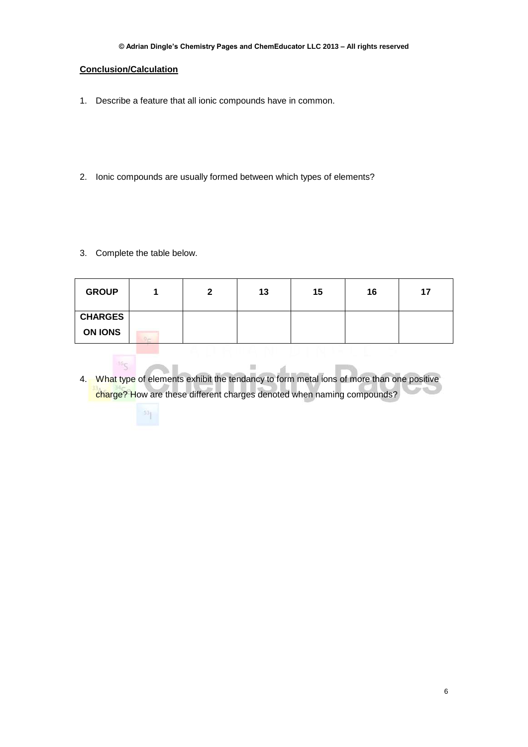**Conclusion/Calculation**

1. Describe a feature that all ionic compounds have in common.

2. Ionic compounds are usually formed between which types of elements?

3. Complete the table below.

| GROUP | 1 | 2 | 13 | 15 | 16 | 17 |
|---|---|---|---|---|---|---|
| CHARGES ON IONS | | | | | | |

4. What type of elements exhibit the tendancy to form metal ions of more than one positive charge? How are these different charges denoted when naming compounds?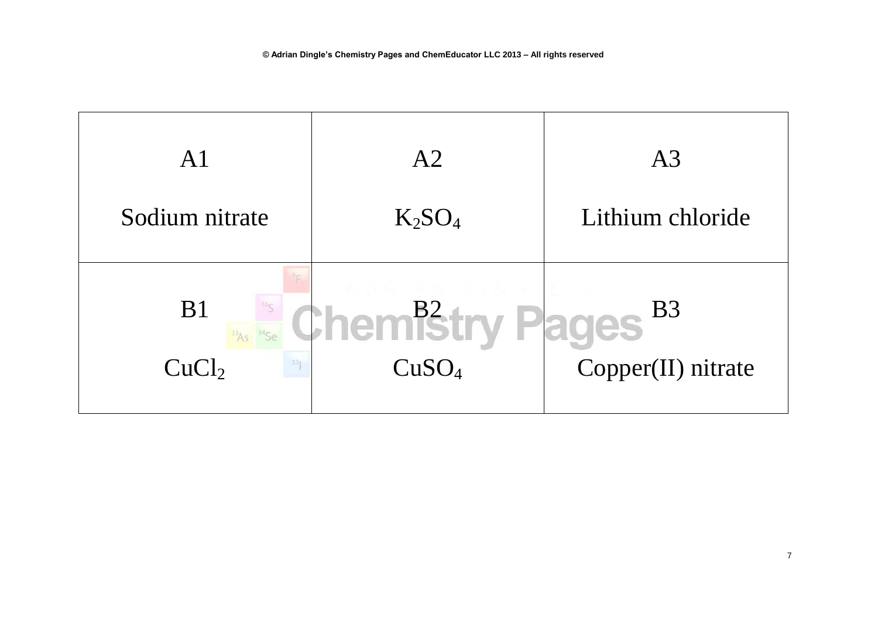| A1 | A2 | A3 |
| --- | --- | --- |
| Sodium nitrate | $K_2SO_4$ | Lithium chloride |
| B1 | B2 | B3 |
| $CuCl_2$ | $CuSO_4$ | Copper(II) nitrate |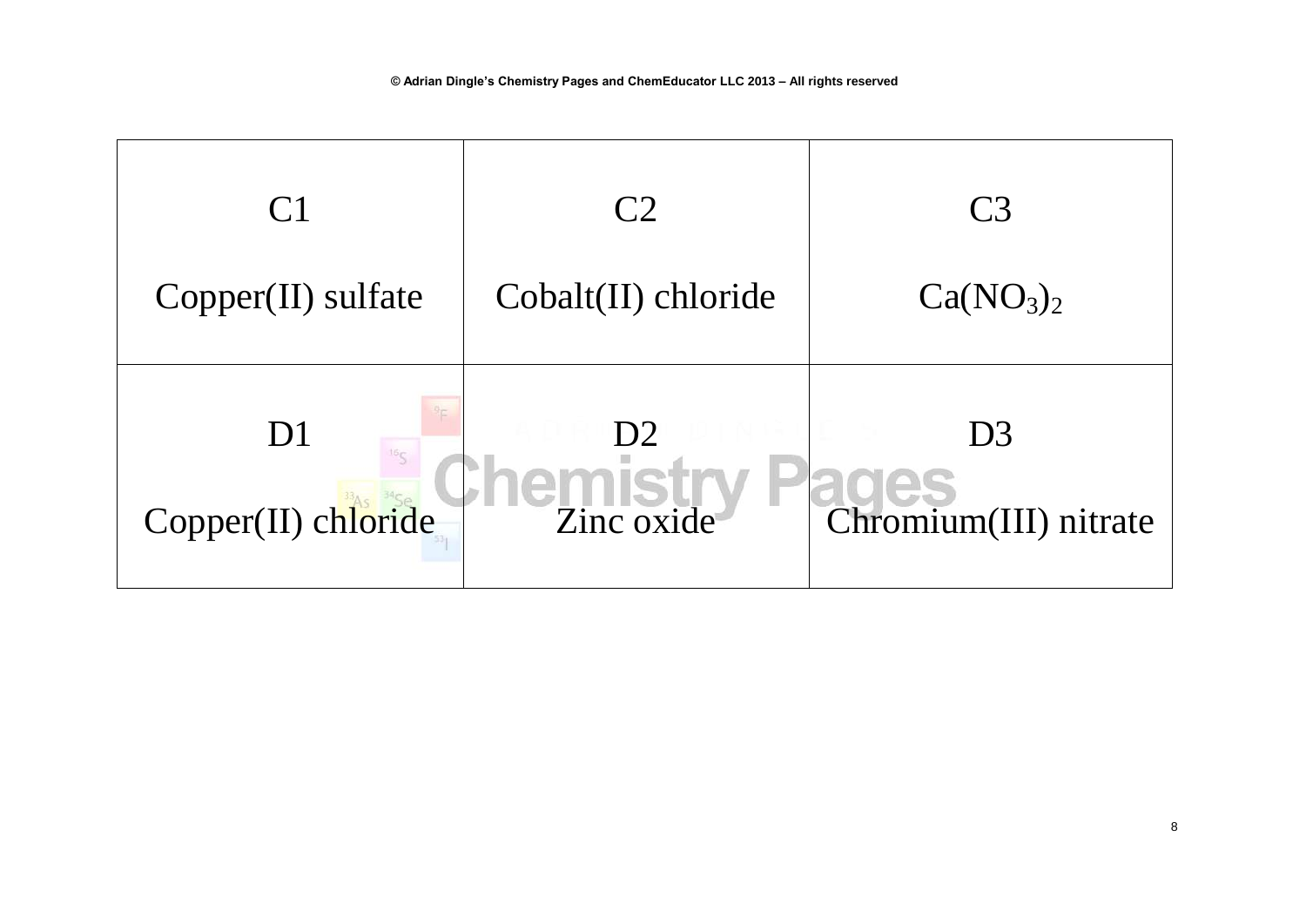| C1 | C2 | C3 |
| --- | --- | --- |
| Copper(II) sulfate | Cobalt(II) chloride | $Ca(NO_3)_2$ |
| **D1** | **D2** | **D3** |
| Copper(II) chloride | Zinc oxide | Chromium(III) nitrate |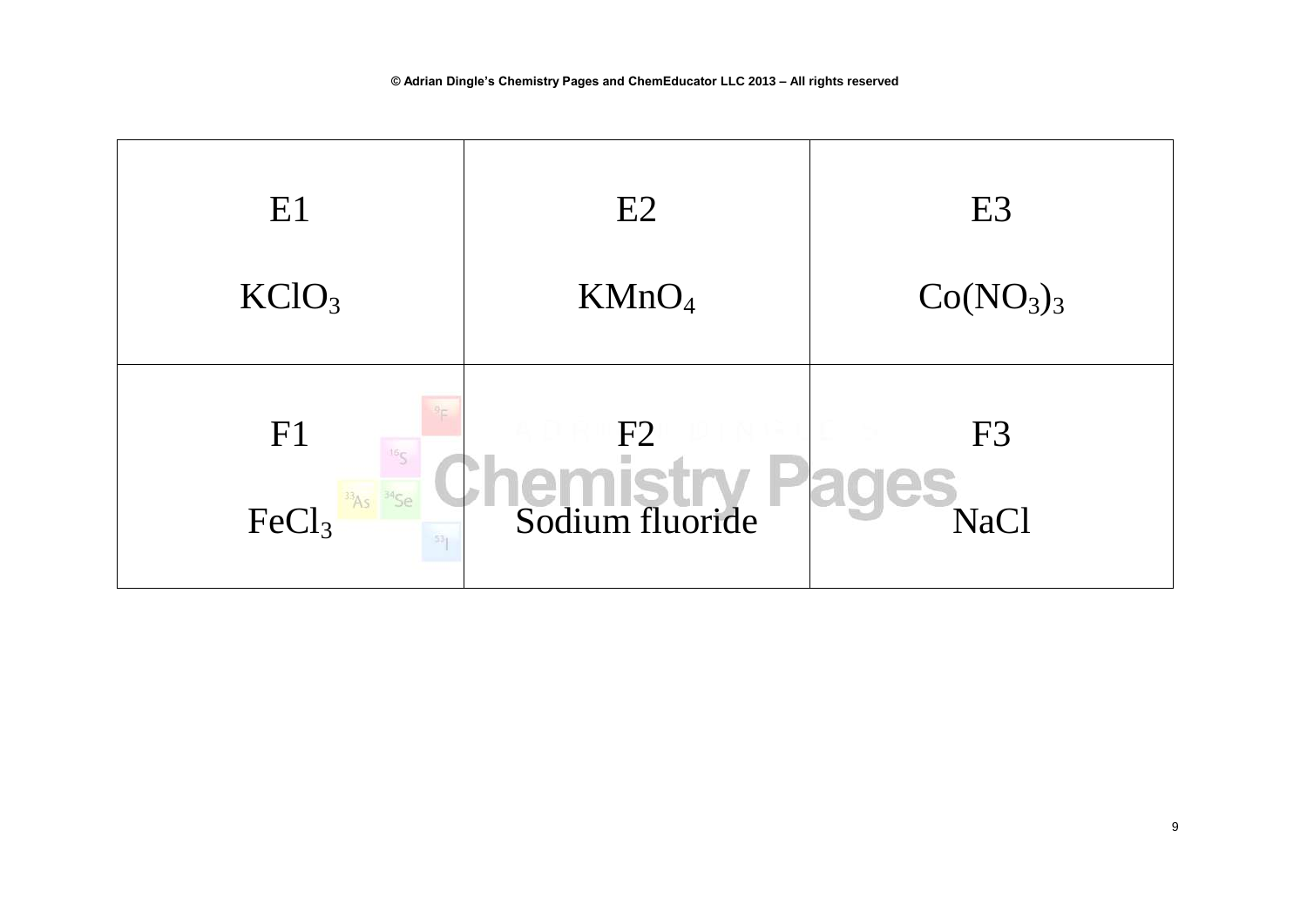| E1 | E2 | E3 |
| --- | --- | --- |
| $KClO_3$ | $KMnO_4$ | $Co(NO_3)_3$ |
| F1 | F2 | F3 |
| $FeCl_3$ | Sodium fluoride | NaCl |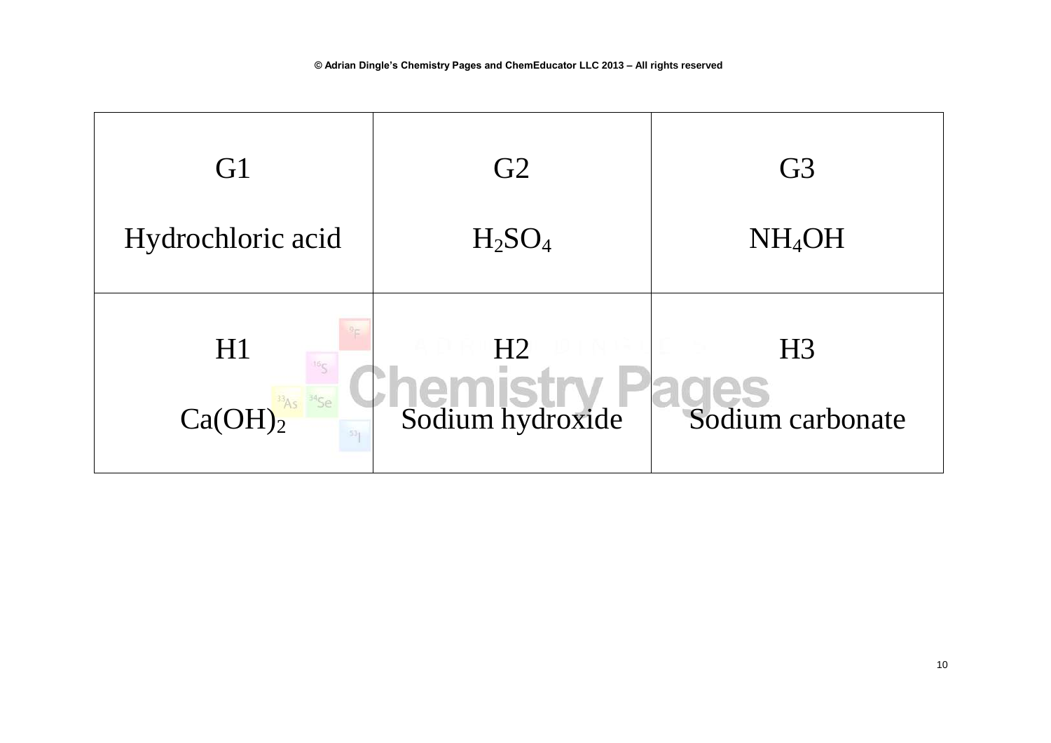| | | |
|---|---|---|
| G1<br><br>Hydrochloric acid | G2<br><br>$H_2SO_4$ | G3<br><br>$NH_4OH$ |
| H1<br><br>$Ca(OH)_2$ | H2<br><br>Sodium hydroxide | H3<br><br>Sodium carbonate |